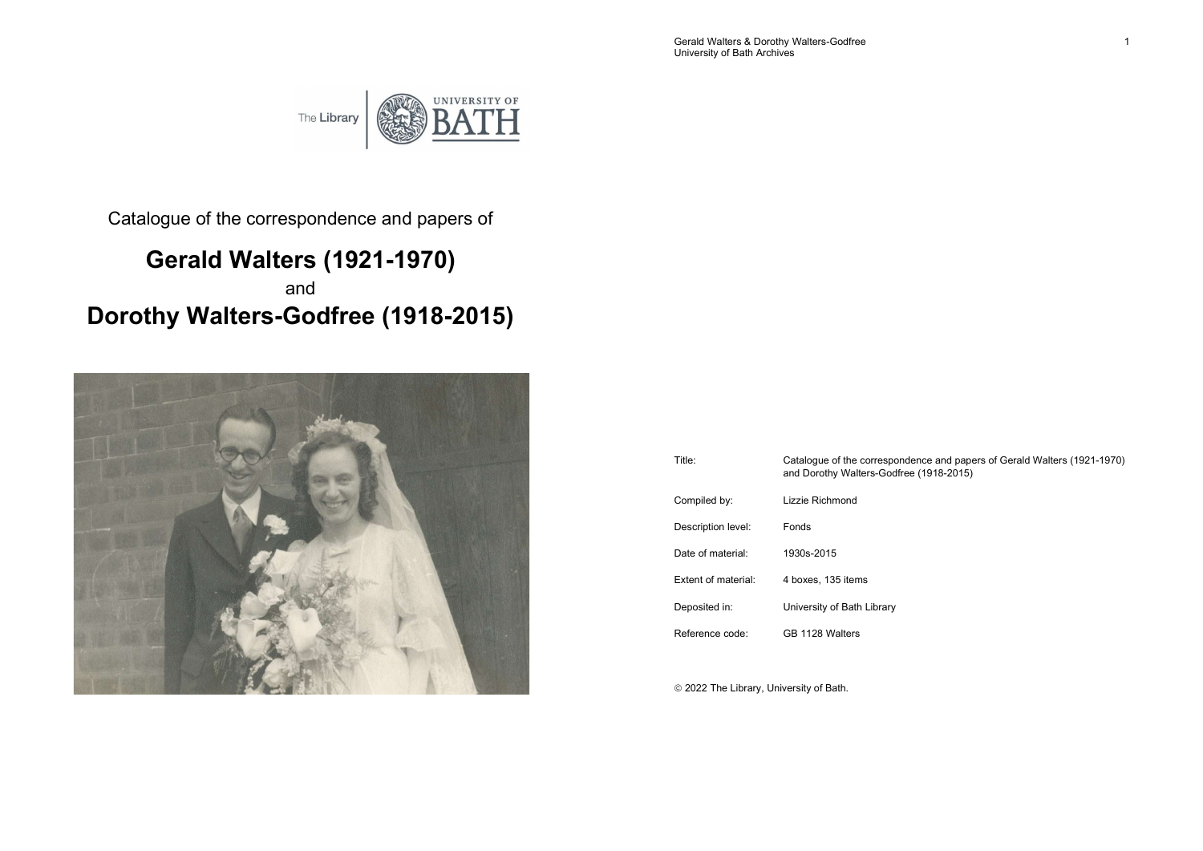Catalogue of the correspondence and papers of

# Gerald Walters (1921-1970)

and

# Dorothy Walters-Godfree (1918-2015)

| | |
|---|---|
| Title: | Catalogue of the correspondence and papers of Gerald Walters (1921-1970) and Dorothy Walters-Godfree (1918-2015) |
| Compiled by: | Lizzie Richmond |
| Description level: | Fonds |
| Date of material: | 1930s-2015 |
| Extent of material: | 4 boxes, 135 items |
| Deposited in: | University of Bath Library |
| Reference code: | GB 1128 Walters |

© 2022 The Library, University of Bath.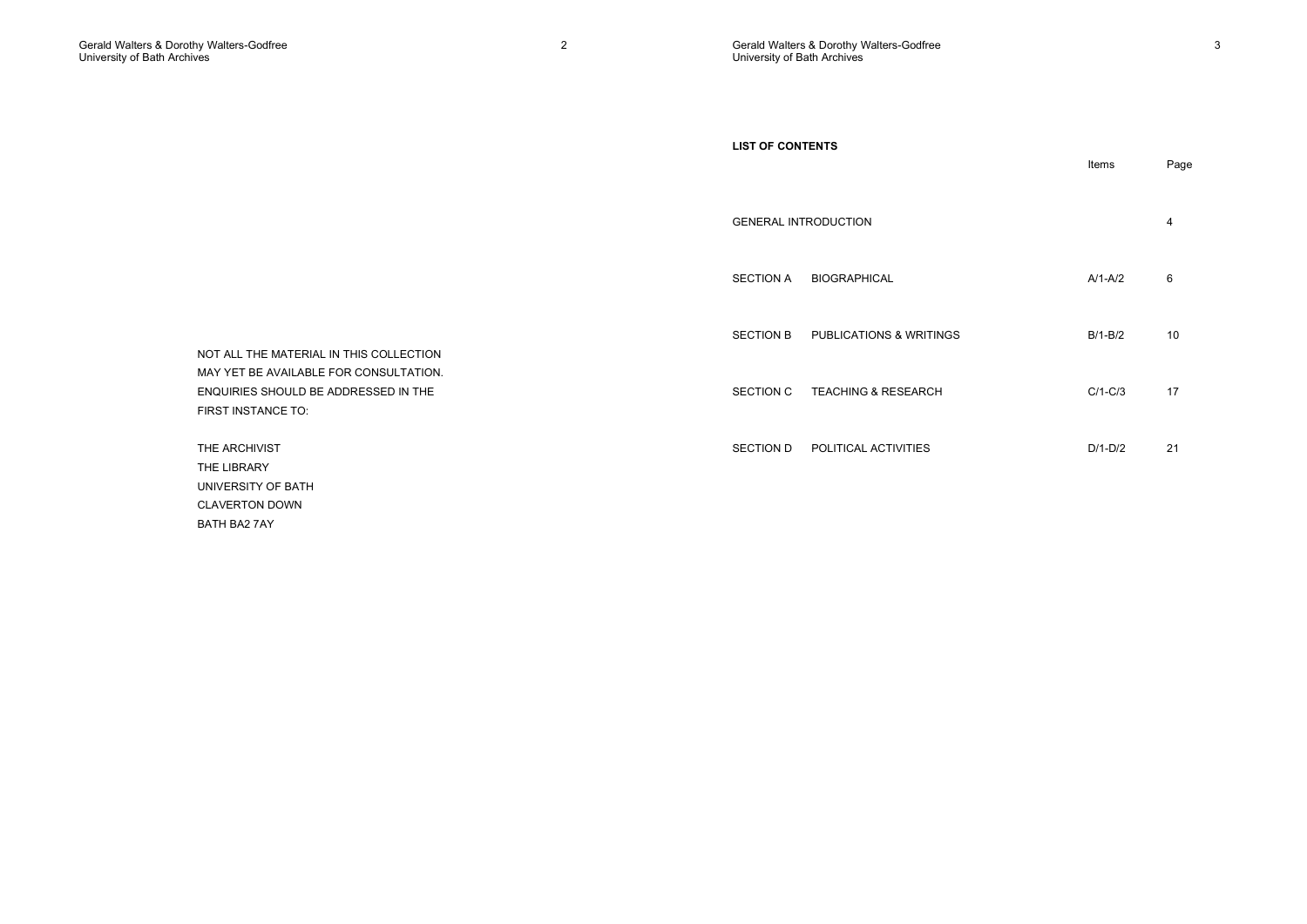NOT ALL THE MATERIAL IN THIS COLLECTION MAY YET BE AVAILABLE FOR CONSULTATION. ENQUIRIES SHOULD BE ADDRESSED IN THE FIRST INSTANCE TO:

THE ARCHIVIST
THE LIBRARY
UNIVERSITY OF BATH
CLAVERTON DOWN
BATH BA2 7AY

**LIST OF CONTENTS**

| | | Items | Page |
|---|---|---|---|
| GENERAL INTRODUCTION | | | 4 |
| SECTION A | BIOGRAPHICAL | A/1-A/2 | 6 |
| SECTION B | PUBLICATIONS & WRITINGS | B/1-B/2 | 10 |
| SECTION C | TEACHING & RESEARCH | C/1-C/3 | 17 |
| SECTION D | POLITICAL ACTIVITIES | D/1-D/2 | 21 |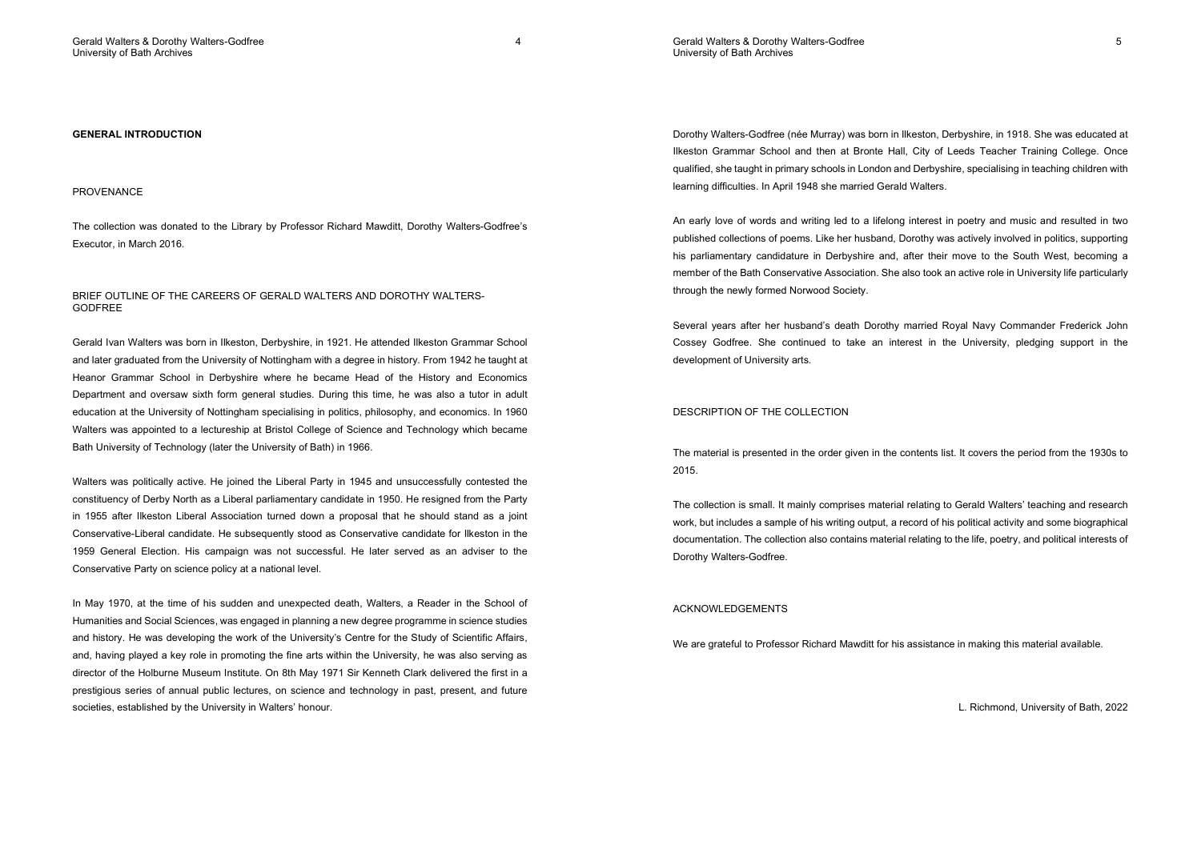## GENERAL INTRODUCTION

### PROVENANCE

The collection was donated to the Library by Professor Richard Mawditt, Dorothy Walters-Godfree's Executor, in March 2016.

### BRIEF OUTLINE OF THE CAREERS OF GERALD WALTERS AND DOROTHY WALTERS-GODFREE

Gerald Ivan Walters was born in Ilkeston, Derbyshire, in 1921. He attended Ilkeston Grammar School and later graduated from the University of Nottingham with a degree in history. From 1942 he taught at Heanor Grammar School in Derbyshire where he became Head of the History and Economics Department and oversaw sixth form general studies. During this time, he was also a tutor in adult education at the University of Nottingham specialising in politics, philosophy, and economics. In 1960 Walters was appointed to a lectureship at Bristol College of Science and Technology which became Bath University of Technology (later the University of Bath) in 1966.

Walters was politically active. He joined the Liberal Party in 1945 and unsuccessfully contested the constituency of Derby North as a Liberal parliamentary candidate in 1950. He resigned from the Party in 1955 after Ilkeston Liberal Association turned down a proposal that he should stand as a joint Conservative-Liberal candidate. He subsequently stood as Conservative candidate for Ilkeston in the 1959 General Election. His campaign was not successful. He later served as an adviser to the Conservative Party on science policy at a national level.

In May 1970, at the time of his sudden and unexpected death, Walters, a Reader in the School of Humanities and Social Sciences, was engaged in planning a new degree programme in science studies and history. He was developing the work of the University's Centre for the Study of Scientific Affairs, and, having played a key role in promoting the fine arts within the University, he was also serving as director of the Holburne Museum Institute. On 8th May 1971 Sir Kenneth Clark delivered the first in a prestigious series of annual public lectures, on science and technology in past, present, and future societies, established by the University in Walters' honour.

Dorothy Walters-Godfree (née Murray) was born in Ilkeston, Derbyshire, in 1918. She was educated at Ilkeston Grammar School and then at Bronte Hall, City of Leeds Teacher Training College. Once qualified, she taught in primary schools in London and Derbyshire, specialising in teaching children with learning difficulties. In April 1948 she married Gerald Walters.

An early love of words and writing led to a lifelong interest in poetry and music and resulted in two published collections of poems. Like her husband, Dorothy was actively involved in politics, supporting his parliamentary candidature in Derbyshire and, after their move to the South West, becoming a member of the Bath Conservative Association. She also took an active role in University life particularly through the newly formed Norwood Society.

Several years after her husband's death Dorothy married Royal Navy Commander Frederick John Cossey Godfree. She continued to take an interest in the University, pledging support in the development of University arts.

### DESCRIPTION OF THE COLLECTION

The material is presented in the order given in the contents list. It covers the period from the 1930s to 2015.

The collection is small. It mainly comprises material relating to Gerald Walters' teaching and research work, but includes a sample of his writing output, a record of his political activity and some biographical documentation. The collection also contains material relating to the life, poetry, and political interests of Dorothy Walters-Godfree.

### ACKNOWLEDGEMENTS

We are grateful to Professor Richard Mawditt for his assistance in making this material available.

L. Richmond, University of Bath, 2022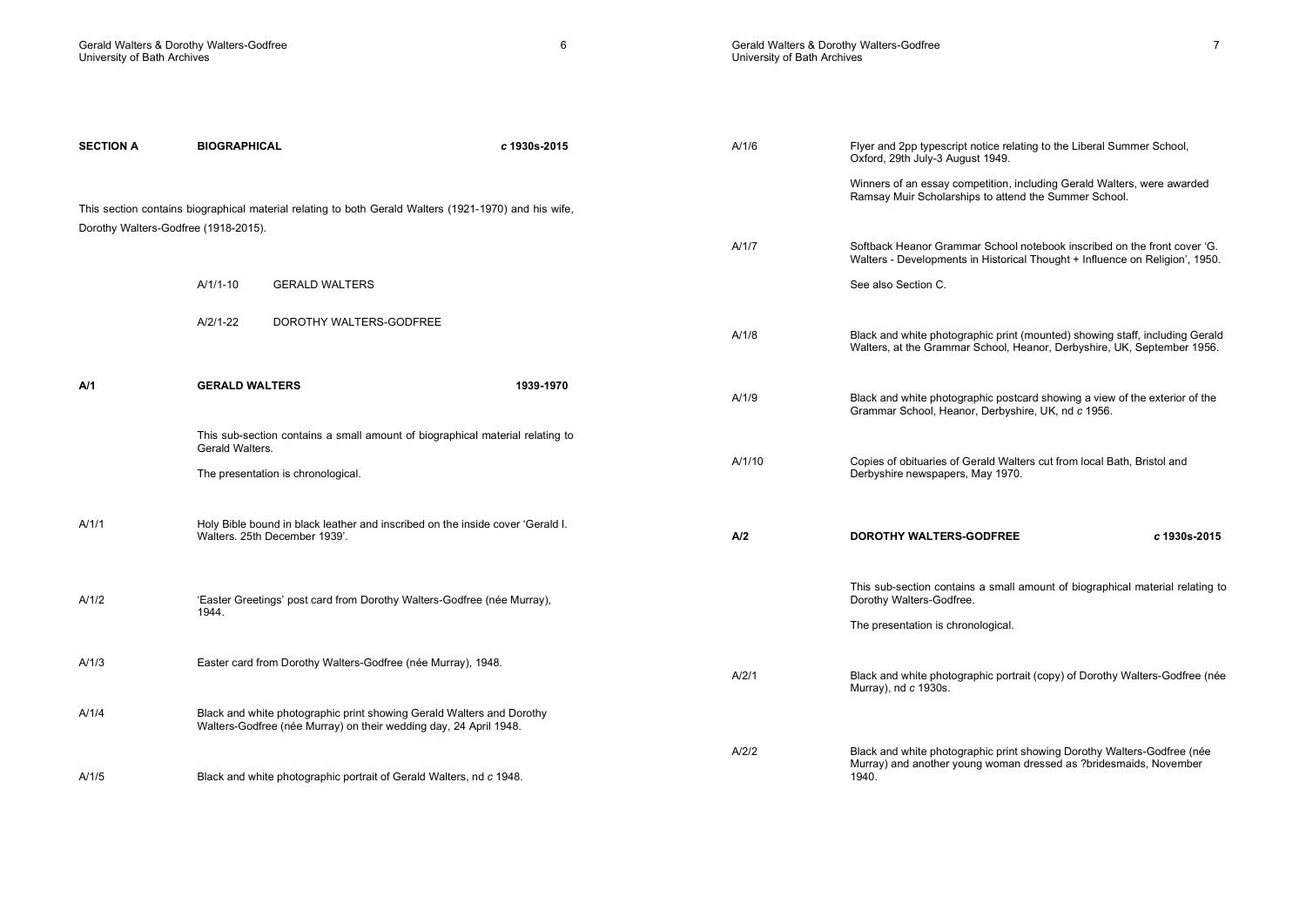| **SECTION A** | **BIOGRAPHICAL** | *c* 1930s-2015 |
|---|---|---|

This section contains biographical material relating to both Gerald Walters (1921-1970) and his wife, Dorothy Walters-Godfree (1918-2015).

| | | |
|---|---|---|
| A/1/1-10 | GERALD WALTERS | |
| A/2/1-22 | DOROTHY WALTERS-GODFREE | |

| **A/1** | **GERALD WALTERS** | **1939-1970** |
|---|---|---|

This sub-section contains a small amount of biographical material relating to Gerald Walters.

The presentation is chronological.

| | |
|---|---|
| A/1/1 | Holy Bible bound in black leather and inscribed on the inside cover 'Gerald I. Walters. 25th December 1939'. |
| A/1/2 | 'Easter Greetings' post card from Dorothy Walters-Godfree (née Murray), 1944. |
| A/1/3 | Easter card from Dorothy Walters-Godfree (née Murray), 1948. |
| A/1/4 | Black and white photographic print showing Gerald Walters and Dorothy Walters-Godfree (née Murray) on their wedding day, 24 April 1948. |
| A/1/5 | Black and white photographic portrait of Gerald Walters, nd *c* 1948. |
| A/1/6 | Flyer and 2pp typescript notice relating to the Liberal Summer School, Oxford, 29th July-3 August 1949.<br><br>Winners of an essay competition, including Gerald Walters, were awarded Ramsay Muir Scholarships to attend the Summer School. |
| A/1/7 | Softback Heanor Grammar School notebook inscribed on the front cover 'G. Walters - Developments in Historical Thought + Influence on Religion', 1950.<br><br>See also Section C. |
| A/1/8 | Black and white photographic print (mounted) showing staff, including Gerald Walters, at the Grammar School, Heanor, Derbyshire, UK, September 1956. |
| A/1/9 | Black and white photographic postcard showing a view of the exterior of the Grammar School, Heanor, Derbyshire, UK, nd *c* 1956. |
| A/1/10 | Copies of obituaries of Gerald Walters cut from local Bath, Bristol and Derbyshire newspapers, May 1970. |

| **A/2** | **DOROTHY WALTERS-GODFREE** | *c* **1930s-2015** |
|---|---|---|

This sub-section contains a small amount of biographical material relating to Dorothy Walters-Godfree.

The presentation is chronological.

| | |
|---|---|
| A/2/1 | Black and white photographic portrait (copy) of Dorothy Walters-Godfree (née Murray), nd *c* 1930s. |
| A/2/2 | Black and white photographic print showing Dorothy Walters-Godfree (née Murray) and another young woman dressed as ?bridesmaids, November 1940. |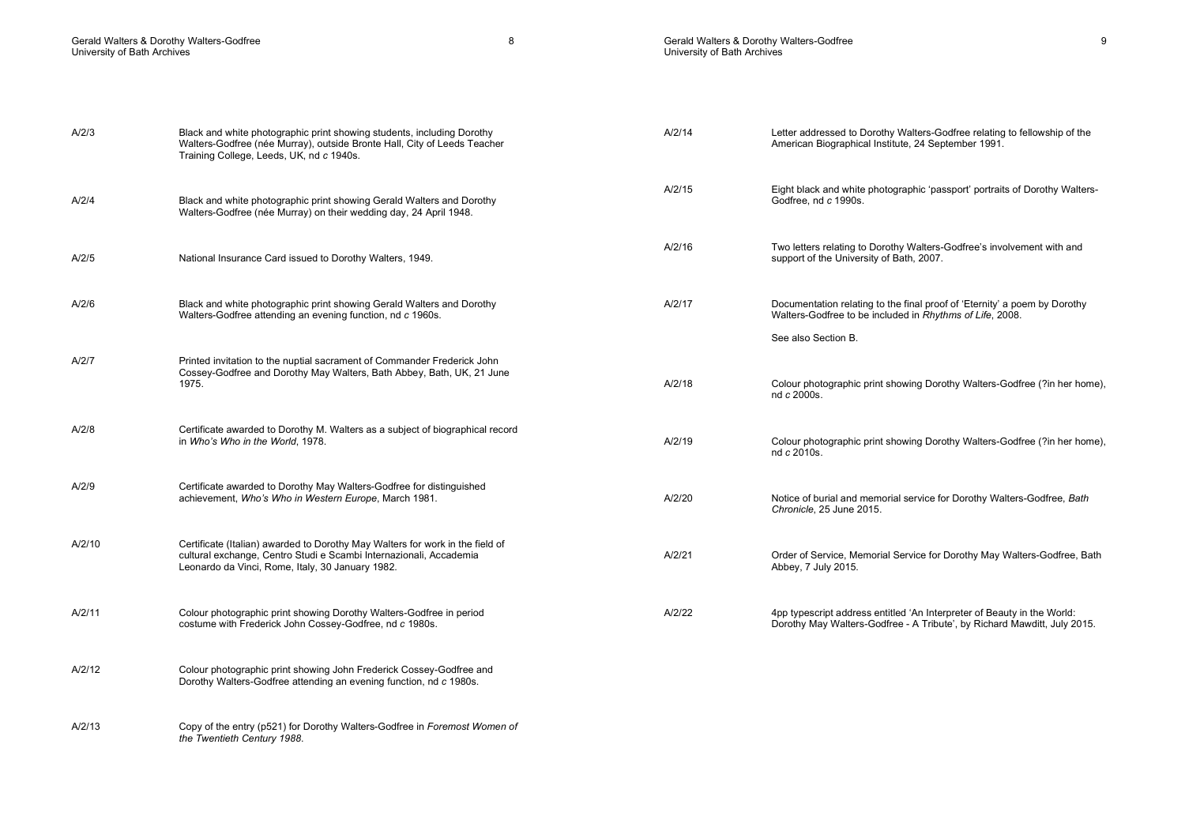| | |
|---|---|
| A/2/3 | Black and white photographic print showing students, including Dorothy Walters-Godfree (née Murray), outside Bronte Hall, City of Leeds Teacher Training College, Leeds, UK, nd *c* 1940s. |
| A/2/4 | Black and white photographic print showing Gerald Walters and Dorothy Walters-Godfree (née Murray) on their wedding day, 24 April 1948. |
| A/2/5 | National Insurance Card issued to Dorothy Walters, 1949. |
| A/2/6 | Black and white photographic print showing Gerald Walters and Dorothy Walters-Godfree attending an evening function, nd *c* 1960s. |
| A/2/7 | Printed invitation to the nuptial sacrament of Commander Frederick John Cossey-Godfree and Dorothy May Walters, Bath Abbey, Bath, UK, 21 June 1975. |
| A/2/8 | Certificate awarded to Dorothy M. Walters as a subject of biographical record in *Who's Who in the World*, 1978. |
| A/2/9 | Certificate awarded to Dorothy May Walters-Godfree for distinguished achievement, *Who's Who in Western Europe*, March 1981. |
| A/2/10 | Certificate (Italian) awarded to Dorothy May Walters for work in the field of cultural exchange, Centro Studi e Scambi Internazionali, Accademia Leonardo da Vinci, Rome, Italy, 30 January 1982. |
| A/2/11 | Colour photographic print showing Dorothy Walters-Godfree in period costume with Frederick John Cossey-Godfree, nd *c* 1980s. |
| A/2/12 | Colour photographic print showing John Frederick Cossey-Godfree and Dorothy Walters-Godfree attending an evening function, nd *c* 1980s. |
| A/2/13 | Copy of the entry (p521) for Dorothy Walters-Godfree in *Foremost Women of the Twentieth Century 1988*. |
| A/2/14 | Letter addressed to Dorothy Walters-Godfree relating to fellowship of the American Biographical Institute, 24 September 1991. |
| A/2/15 | Eight black and white photographic 'passport' portraits of Dorothy Walters-Godfree, nd *c* 1990s. |
| A/2/16 | Two letters relating to Dorothy Walters-Godfree's involvement with and support of the University of Bath, 2007. |
| A/2/17 | Documentation relating to the final proof of 'Eternity' a poem by Dorothy Walters-Godfree to be included in *Rhythms of Life*, 2008.<br><br>See also Section B. |
| A/2/18 | Colour photographic print showing Dorothy Walters-Godfree (?in her home), nd *c* 2000s. |
| A/2/19 | Colour photographic print showing Dorothy Walters-Godfree (?in her home), nd *c* 2010s. |
| A/2/20 | Notice of burial and memorial service for Dorothy Walters-Godfree, *Bath Chronicle*, 25 June 2015. |
| A/2/21 | Order of Service, Memorial Service for Dorothy May Walters-Godfree, Bath Abbey, 7 July 2015. |
| A/2/22 | 4pp typescript address entitled 'An Interpreter of Beauty in the World: Dorothy May Walters-Godfree - A Tribute', by Richard Mawditt, July 2015. |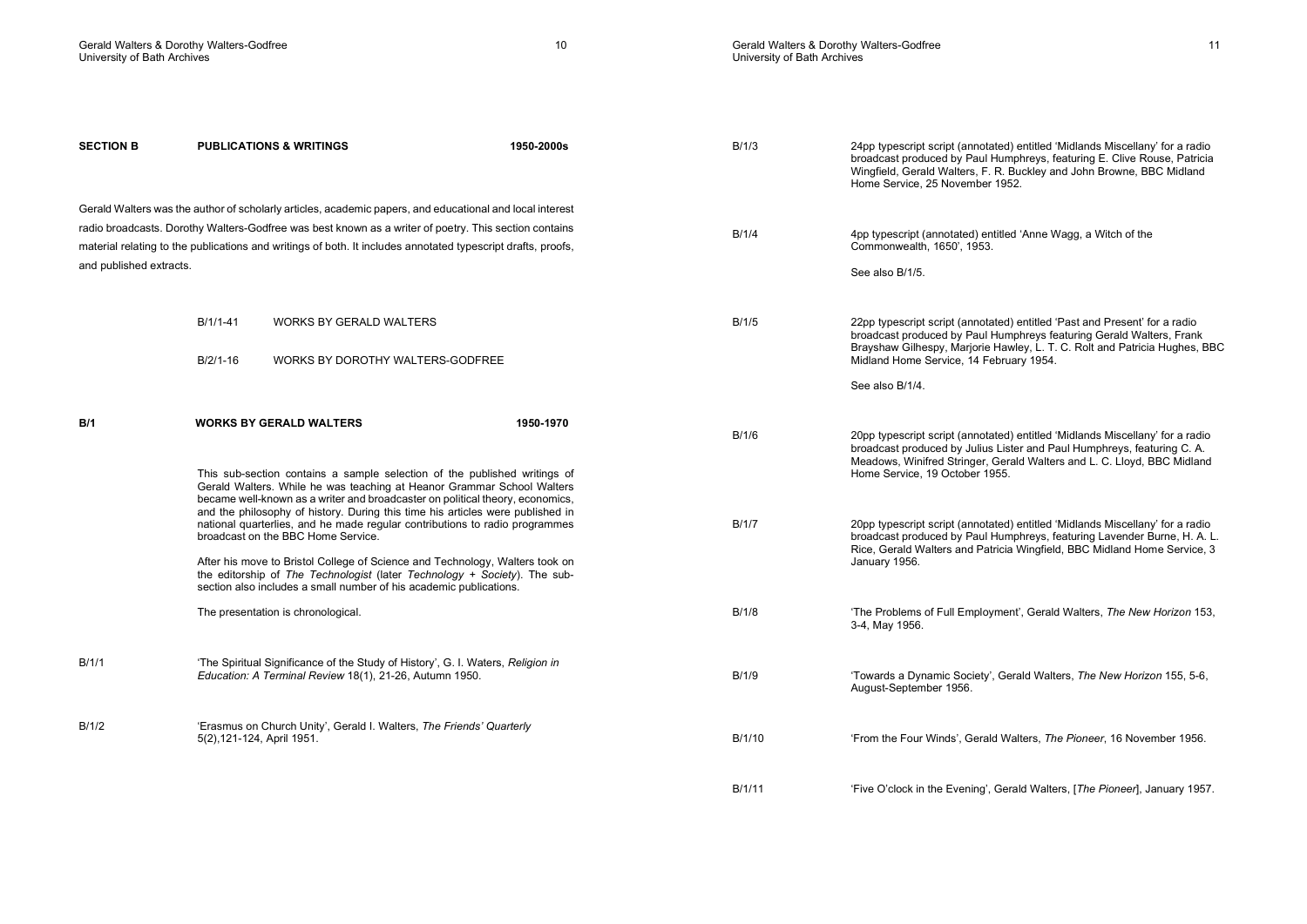## SECTION B PUBLICATIONS & WRITINGS 1950-2000s

Gerald Walters was the author of scholarly articles, academic papers, and educational and local interest radio broadcasts. Dorothy Walters-Godfree was best known as a writer of poetry. This section contains material relating to the publications and writings of both. It includes annotated typescript drafts, proofs, and published extracts.

| | |
|---|---|
| B/1/1-41 | WORKS BY GERALD WALTERS |
| B/2/1-16 | WORKS BY DOROTHY WALTERS-GODFREE |

### B/1 WORKS BY GERALD WALTERS 1950-1970

This sub-section contains a sample selection of the published writings of Gerald Walters. While he was teaching at Heanor Grammar School Walters became well-known as a writer and broadcaster on political theory, economics, and the philosophy of history. During this time his articles were published in national quarterlies, and he made regular contributions to radio programmes broadcast on the BBC Home Service.

After his move to Bristol College of Science and Technology, Walters took on the editorship of *The Technologist* (later *Technology + Society*). The sub-section also includes a small number of his academic publications.

The presentation is chronological.

B/1/1 'The Spiritual Significance of the Study of History', G. I. Waters, *Religion in Education: A Terminal Review* 18(1), 21-26, Autumn 1950.

B/1/2 'Erasmus on Church Unity', Gerald I. Walters, *The Friends' Quarterly* 5(2),121-124, April 1951.

B/1/3 24pp typescript script (annotated) entitled 'Midlands Miscellany' for a radio broadcast produced by Paul Humphreys, featuring E. Clive Rouse, Patricia Wingfield, Gerald Walters, F. R. Buckley and John Browne, BBC Midland Home Service, 25 November 1952.

B/1/4 4pp typescript (annotated) entitled 'Anne Wagg, a Witch of the Commonwealth, 1650', 1953.

See also B/1/5.

B/1/5 22pp typescript script (annotated) entitled 'Past and Present' for a radio broadcast produced by Paul Humphreys featuring Gerald Walters, Frank Brayshaw Gilhespy, Marjorie Hawley, L. T. C. Rolt and Patricia Hughes, BBC Midland Home Service, 14 February 1954.

See also B/1/4.

B/1/6 20pp typescript script (annotated) entitled 'Midlands Miscellany' for a radio broadcast produced by Julius Lister and Paul Humphreys, featuring C. A. Meadows, Winifred Stringer, Gerald Walters and L. C. Lloyd, BBC Midland Home Service, 19 October 1955.

B/1/7 20pp typescript script (annotated) entitled 'Midlands Miscellany' for a radio broadcast produced by Paul Humphreys, featuring Lavender Burne, H. A. L. Rice, Gerald Walters and Patricia Wingfield, BBC Midland Home Service, 3 January 1956.

B/1/8 'The Problems of Full Employment', Gerald Walters, *The New Horizon* 153, 3-4, May 1956.

B/1/9 'Towards a Dynamic Society', Gerald Walters, *The New Horizon* 155, 5-6, August-September 1956.

B/1/10 'From the Four Winds', Gerald Walters, *The Pioneer*, 16 November 1956.

B/1/11 'Five O'clock in the Evening', Gerald Walters, [*The Pioneer*], January 1957.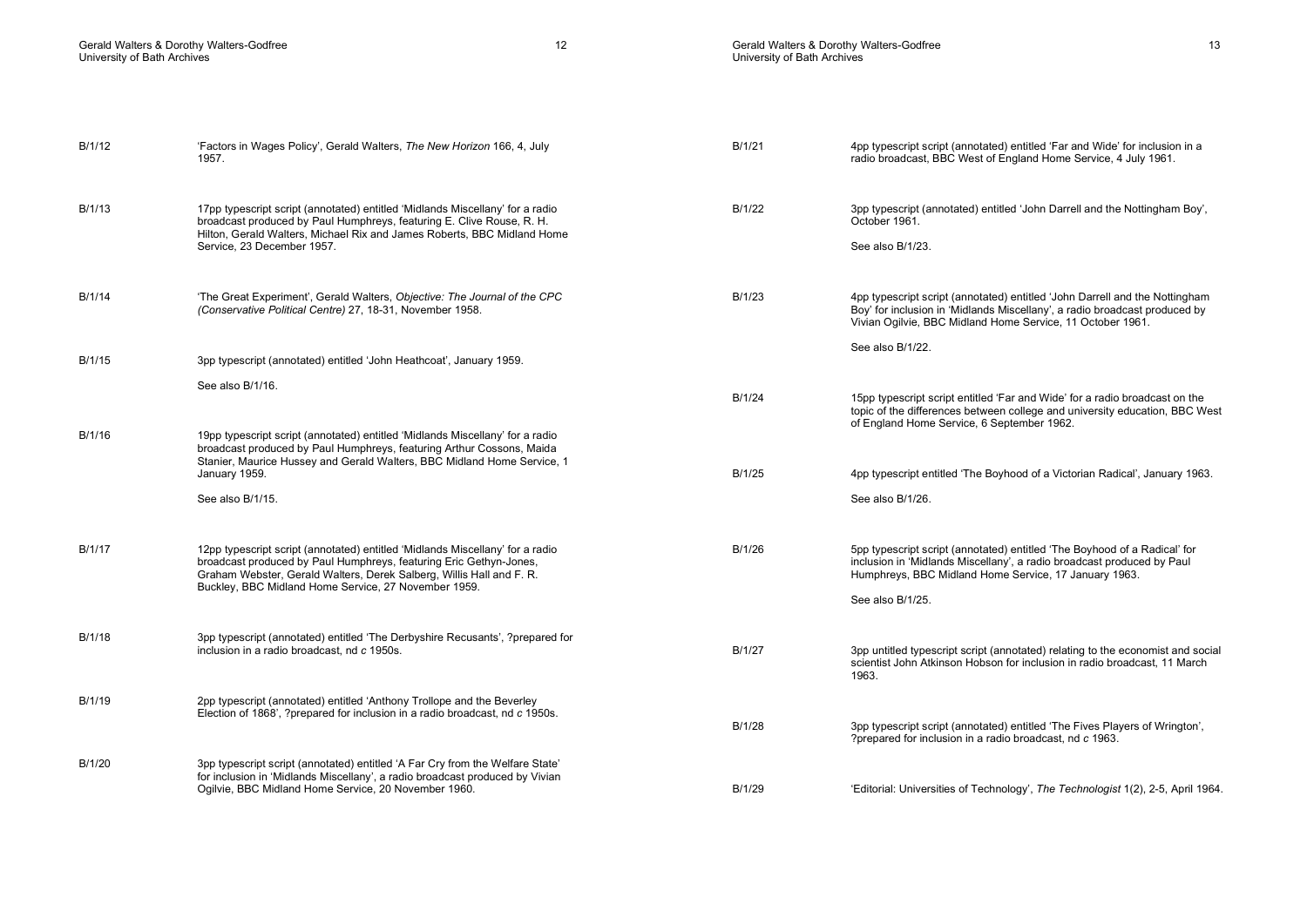B/1/12 'Factors in Wages Policy', Gerald Walters, *The New Horizon* 166, 4, July 1957.

B/1/13 17pp typescript script (annotated) entitled 'Midlands Miscellany' for a radio broadcast produced by Paul Humphreys, featuring E. Clive Rouse, R. H. Hilton, Gerald Walters, Michael Rix and James Roberts, BBC Midland Home Service, 23 December 1957.

B/1/14 'The Great Experiment', Gerald Walters, *Objective: The Journal of the CPC (Conservative Political Centre)* 27, 18-31, November 1958.

B/1/15 3pp typescript (annotated) entitled 'John Heathcoat', January 1959.

See also B/1/16.

B/1/16 19pp typescript script (annotated) entitled 'Midlands Miscellany' for a radio broadcast produced by Paul Humphreys, featuring Arthur Cossons, Maida Stanier, Maurice Hussey and Gerald Walters, BBC Midland Home Service, 1 January 1959.

See also B/1/15.

B/1/17 12pp typescript script (annotated) entitled 'Midlands Miscellany' for a radio broadcast produced by Paul Humphreys, featuring Eric Gethyn-Jones, Graham Webster, Gerald Walters, Derek Salberg, Willis Hall and F. R. Buckley, BBC Midland Home Service, 27 November 1959.

B/1/18 3pp typescript (annotated) entitled 'The Derbyshire Recusants', ?prepared for inclusion in a radio broadcast, nd *c* 1950s.

B/1/19 2pp typescript (annotated) entitled 'Anthony Trollope and the Beverley Election of 1868', ?prepared for inclusion in a radio broadcast, nd *c* 1950s.

B/1/20 3pp typescript script (annotated) entitled 'A Far Cry from the Welfare State' for inclusion in 'Midlands Miscellany', a radio broadcast produced by Vivian Ogilvie, BBC Midland Home Service, 20 November 1960.

B/1/21 4pp typescript script (annotated) entitled 'Far and Wide' for inclusion in a radio broadcast, BBC West of England Home Service, 4 July 1961.

B/1/22 3pp typescript (annotated) entitled 'John Darrell and the Nottingham Boy', October 1961.

See also B/1/23.

B/1/23 4pp typescript script (annotated) entitled 'John Darrell and the Nottingham Boy' for inclusion in 'Midlands Miscellany', a radio broadcast produced by Vivian Ogilvie, BBC Midland Home Service, 11 October 1961.

See also B/1/22.

B/1/24 15pp typescript script entitled 'Far and Wide' for a radio broadcast on the topic of the differences between college and university education, BBC West of England Home Service, 6 September 1962.

B/1/25 4pp typescript entitled 'The Boyhood of a Victorian Radical', January 1963.

See also B/1/26.

B/1/26 5pp typescript script (annotated) entitled 'The Boyhood of a Radical' for inclusion in 'Midlands Miscellany', a radio broadcast produced by Paul Humphreys, BBC Midland Home Service, 17 January 1963.

See also B/1/25.

B/1/27 3pp untitled typescript script (annotated) relating to the economist and social scientist John Atkinson Hobson for inclusion in radio broadcast, 11 March 1963.

B/1/28 3pp typescript script (annotated) entitled 'The Fives Players of Wrington', ?prepared for inclusion in a radio broadcast, nd *c* 1963.

B/1/29 'Editorial: Universities of Technology', *The Technologist* 1(2), 2-5, April 1964.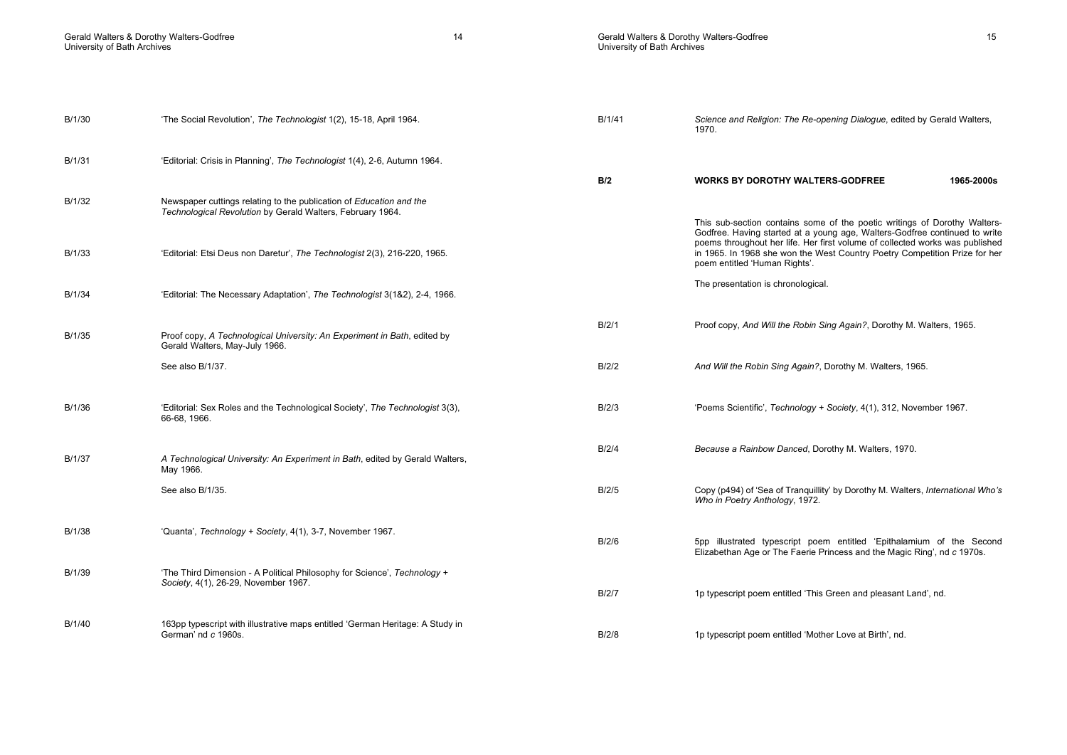B/1/30 'The Social Revolution', *The Technologist* 1(2), 15-18, April 1964.

B/1/31 'Editorial: Crisis in Planning', *The Technologist* 1(4), 2-6, Autumn 1964.

B/1/32 Newspaper cuttings relating to the publication of *Education and the Technological Revolution* by Gerald Walters, February 1964.

B/1/33 'Editorial: Etsi Deus non Daretur', *The Technologist* 2(3), 216-220, 1965.

B/1/34 'Editorial: The Necessary Adaptation', *The Technologist* 3(1&2), 2-4, 1966.

B/1/35 Proof copy, *A Technological University: An Experiment in Bath*, edited by Gerald Walters, May-July 1966.

See also B/1/37.

B/1/36 'Editorial: Sex Roles and the Technological Society', *The Technologist* 3(3), 66-68, 1966.

B/1/37 *A Technological University: An Experiment in Bath*, edited by Gerald Walters, May 1966.

See also B/1/35.

B/1/38 'Quanta', *Technology + Society*, 4(1), 3-7, November 1967.

B/1/39 'The Third Dimension - A Political Philosophy for Science', *Technology + Society*, 4(1), 26-29, November 1967.

B/1/40 163pp typescript with illustrative maps entitled 'German Heritage: A Study in German' nd *c* 1960s.

B/1/41 *Science and Religion: The Re-opening Dialogue*, edited by Gerald Walters, 1970.

## B/2 WORKS BY DOROTHY WALTERS-GODFREE 1965-2000s

This sub-section contains some of the poetic writings of Dorothy Walters-Godfree. Having started at a young age, Walters-Godfree continued to write poems throughout her life. Her first volume of collected works was published in 1965. In 1968 she won the West Country Poetry Competition Prize for her poem entitled 'Human Rights'.

The presentation is chronological.

B/2/1 Proof copy, *And Will the Robin Sing Again?*, Dorothy M. Walters, 1965.

B/2/2 *And Will the Robin Sing Again?*, Dorothy M. Walters, 1965.

B/2/3 'Poems Scientific', *Technology + Society*, 4(1), 312, November 1967.

B/2/4 *Because a Rainbow Danced*, Dorothy M. Walters, 1970.

B/2/5 Copy (p494) of 'Sea of Tranquillity' by Dorothy M. Walters, *International Who's Who in Poetry Anthology*, 1972.

B/2/6 5pp illustrated typescript poem entitled 'Epithalamium of the Second Elizabethan Age or The Faerie Princess and the Magic Ring', nd *c* 1970s.

B/2/7 1p typescript poem entitled 'This Green and pleasant Land', nd.

B/2/8 1p typescript poem entitled 'Mother Love at Birth', nd.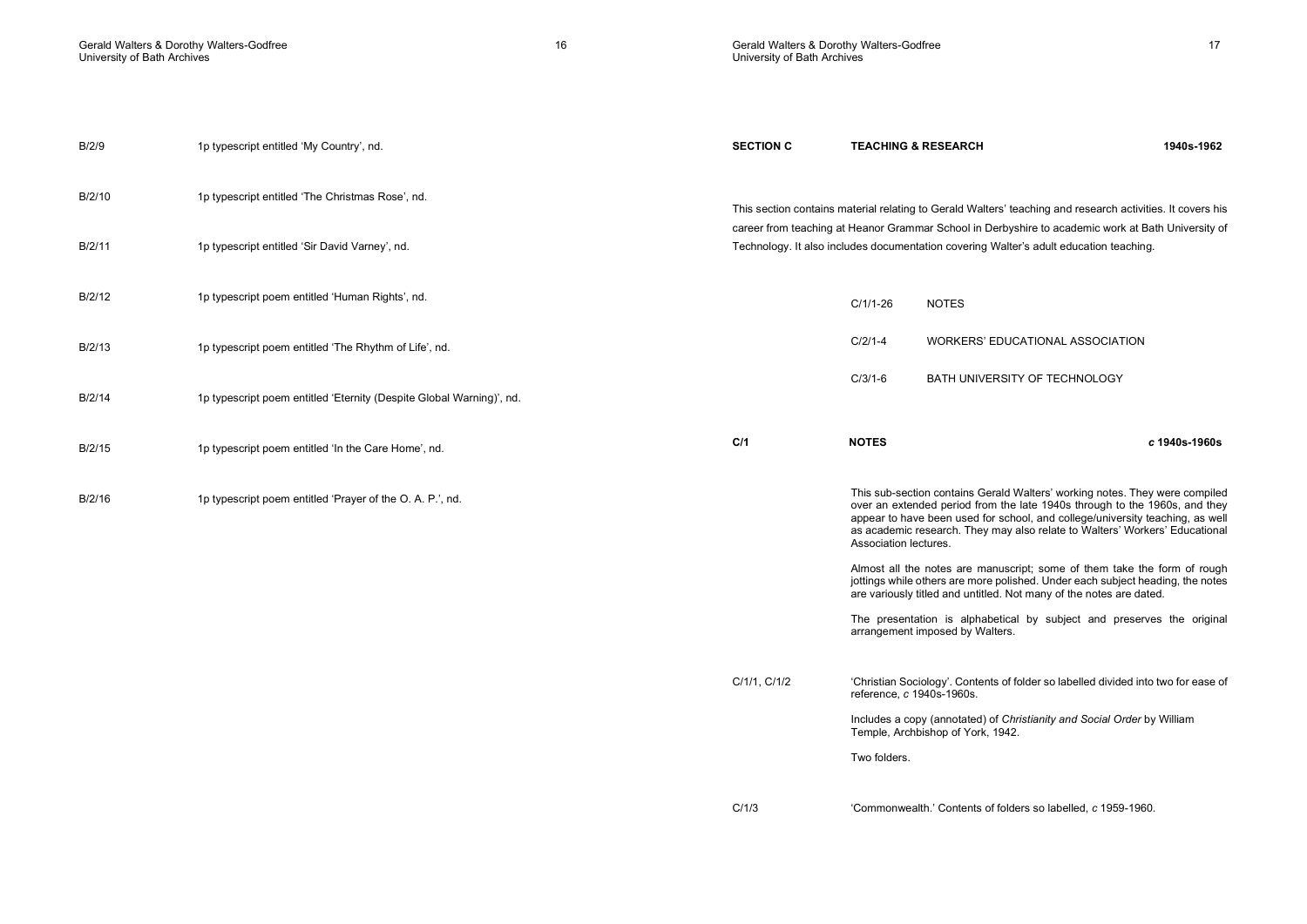| | |
|---|---|
| B/2/9 | 1p typescript entitled 'My Country', nd. |
| B/2/10 | 1p typescript entitled 'The Christmas Rose', nd. |
| B/2/11 | 1p typescript entitled 'Sir David Varney', nd. |
| B/2/12 | 1p typescript poem entitled 'Human Rights', nd. |
| B/2/13 | 1p typescript poem entitled 'The Rhythm of Life', nd. |
| B/2/14 | 1p typescript poem entitled 'Eternity (Despite Global Warning)', nd. |
| B/2/15 | 1p typescript poem entitled 'In the Care Home', nd. |
| B/2/16 | 1p typescript poem entitled 'Prayer of the O. A. P.', nd. |

## SECTION C TEACHING & RESEARCH 1940s-1962

This section contains material relating to Gerald Walters' teaching and research activities. It covers his career from teaching at Heanor Grammar School in Derbyshire to academic work at Bath University of Technology. It also includes documentation covering Walter's adult education teaching.

| | |
|---|---|
| C/1/1-26 | NOTES |
| C/2/1-4 | WORKERS' EDUCATIONAL ASSOCIATION |
| C/3/1-6 | BATH UNIVERSITY OF TECHNOLOGY |

### C/1 NOTES *c* 1940s-1960s

This sub-section contains Gerald Walters' working notes. They were compiled over an extended period from the late 1940s through to the 1960s, and they appear to have been used for school, and college/university teaching, as well as academic research. They may also relate to Walters' Workers' Educational Association lectures.

Almost all the notes are manuscript; some of them take the form of rough jottings while others are more polished. Under each subject heading, the notes are variously titled and untitled. Not many of the notes are dated.

The presentation is alphabetical by subject and preserves the original arrangement imposed by Walters.

C/1/1, C/1/2

'Christian Sociology'. Contents of folder so labelled divided into two for ease of reference, *c* 1940s-1960s.

Includes a copy (annotated) of *Christianity and Social Order* by William Temple, Archbishop of York, 1942.

Two folders.

C/1/3

'Commonwealth.' Contents of folders so labelled, *c* 1959-1960.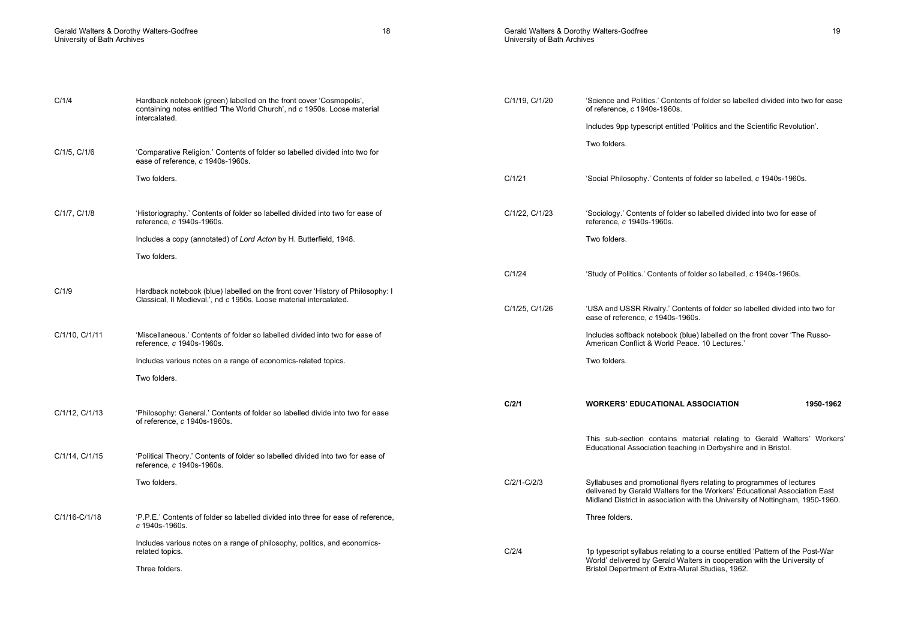C/1/4 — Hardback notebook (green) labelled on the front cover 'Cosmopolis', containing notes entitled 'The World Church', nd *c* 1950s. Loose material intercalated.

C/1/5, C/1/6 — 'Comparative Religion.' Contents of folder so labelled divided into two for ease of reference, *c* 1940s-1960s.

Two folders.

C/1/7, C/1/8 — 'Historiography.' Contents of folder so labelled divided into two for ease of reference, *c* 1940s-1960s.

Includes a copy (annotated) of *Lord Acton* by H. Butterfield, 1948.

Two folders.

C/1/9 — Hardback notebook (blue) labelled on the front cover 'History of Philosophy: I Classical, II Medieval.', nd *c* 1950s. Loose material intercalated.

C/1/10, C/1/11 — 'Miscellaneous.' Contents of folder so labelled divided into two for ease of reference, *c* 1940s-1960s.

Includes various notes on a range of economics-related topics.

Two folders.

C/1/12, C/1/13 — 'Philosophy: General.' Contents of folder so labelled divide into two for ease of reference, *c* 1940s-1960s.

C/1/14, C/1/15 — 'Political Theory.' Contents of folder so labelled divided into two for ease of reference, *c* 1940s-1960s.

Two folders.

C/1/16-C/1/18 — 'P.P.E.' Contents of folder so labelled divided into three for ease of reference, *c* 1940s-1960s.

Includes various notes on a range of philosophy, politics, and economics-related topics.

Three folders.

C/1/19, C/1/20 — 'Science and Politics.' Contents of folder so labelled divided into two for ease of reference, *c* 1940s-1960s.

Includes 9pp typescript entitled 'Politics and the Scientific Revolution'.

Two folders.

C/1/21 — 'Social Philosophy.' Contents of folder so labelled, *c* 1940s-1960s.

C/1/22, C/1/23 — 'Sociology.' Contents of folder so labelled divided into two for ease of reference, *c* 1940s-1960s.

Two folders.

C/1/24 — 'Study of Politics.' Contents of folder so labelled, *c* 1940s-1960s.

C/1/25, C/1/26 — 'USA and USSR Rivalry.' Contents of folder so labelled divided into two for ease of reference, *c* 1940s-1960s.

Includes softback notebook (blue) labelled on the front cover 'The Russo-American Conflict & World Peace. 10 Lectures.'

Two folders.

## C/2/1 WORKERS' EDUCATIONAL ASSOCIATION 1950-1962

This sub-section contains material relating to Gerald Walters' Workers' Educational Association teaching in Derbyshire and in Bristol.

C/2/1-C/2/3 — Syllabuses and promotional flyers relating to programmes of lectures delivered by Gerald Walters for the Workers' Educational Association East Midland District in association with the University of Nottingham, 1950-1960.

Three folders.

C/2/4 — 1p typescript syllabus relating to a course entitled 'Pattern of the Post-War World' delivered by Gerald Walters in cooperation with the University of Bristol Department of Extra-Mural Studies, 1962.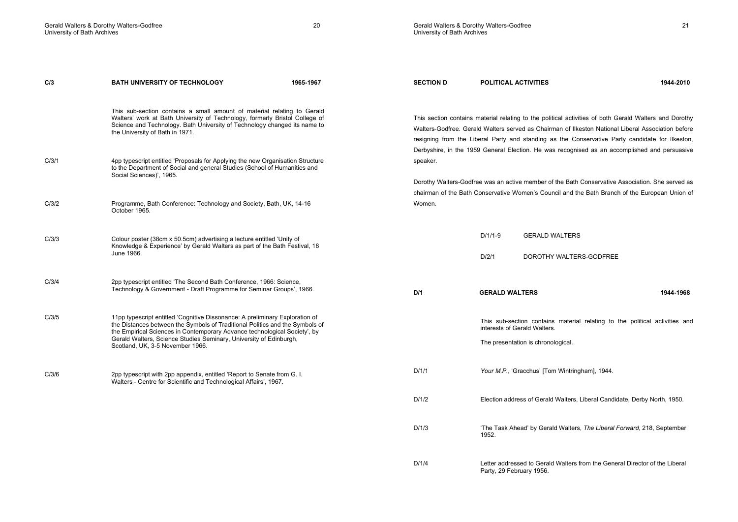## C/3 BATH UNIVERSITY OF TECHNOLOGY 1965-1967

This sub-section contains a small amount of material relating to Gerald Walters' work at Bath University of Technology, formerly Bristol College of Science and Technology. Bath University of Technology changed its name to the University of Bath in 1971.

| | |
|---|---|
| C/3/1 | 4pp typescript entitled 'Proposals for Applying the new Organisation Structure to the Department of Social and general Studies (School of Humanities and Social Sciences)', 1965. |
| C/3/2 | Programme, Bath Conference: Technology and Society, Bath, UK, 14-16 October 1965. |
| C/3/3 | Colour poster (38cm x 50.5cm) advertising a lecture entitled 'Unity of Knowledge & Experience' by Gerald Walters as part of the Bath Festival, 18 June 1966. |
| C/3/4 | 2pp typescript entitled 'The Second Bath Conference, 1966: Science, Technology & Government - Draft Programme for Seminar Groups', 1966. |
| C/3/5 | 11pp typescript entitled 'Cognitive Dissonance: A preliminary Exploration of the Distances between the Symbols of Traditional Politics and the Symbols of the Empirical Sciences in Contemporary Advance technological Society', by Gerald Walters, Science Studies Seminary, University of Edinburgh, Scotland, UK, 3-5 November 1966. |
| C/3/6 | 2pp typescript with 2pp appendix, entitled 'Report to Senate from G. I. Walters - Centre for Scientific and Technological Affairs', 1967. |

# SECTION D POLITICAL ACTIVITIES 1944-2010

This section contains material relating to the political activities of both Gerald Walters and Dorothy Walters-Godfree. Gerald Walters served as Chairman of Ilkeston National Liberal Association before resigning from the Liberal Party and standing as the Conservative Party candidate for Ilkeston, Derbyshire, in the 1959 General Election. He was recognised as an accomplished and persuasive speaker.

Dorothy Walters-Godfree was an active member of the Bath Conservative Association. She served as chairman of the Bath Conservative Women's Council and the Bath Branch of the European Union of Women.

| | |
|---|---|
| D/1/1-9 | GERALD WALTERS |
| D/2/1 | DOROTHY WALTERS-GODFREE |

## D/1 GERALD WALTERS 1944-1968

This sub-section contains material relating to the political activities and interests of Gerald Walters.

The presentation is chronological.

| | |
|---|---|
| D/1/1 | *Your M.P.*, 'Gracchus' [Tom Wintringham], 1944. |
| D/1/2 | Election address of Gerald Walters, Liberal Candidate, Derby North, 1950. |
| D/1/3 | 'The Task Ahead' by Gerald Walters, *The Liberal Forward*, 218, September 1952. |
| D/1/4 | Letter addressed to Gerald Walters from the General Director of the Liberal Party, 29 February 1956. |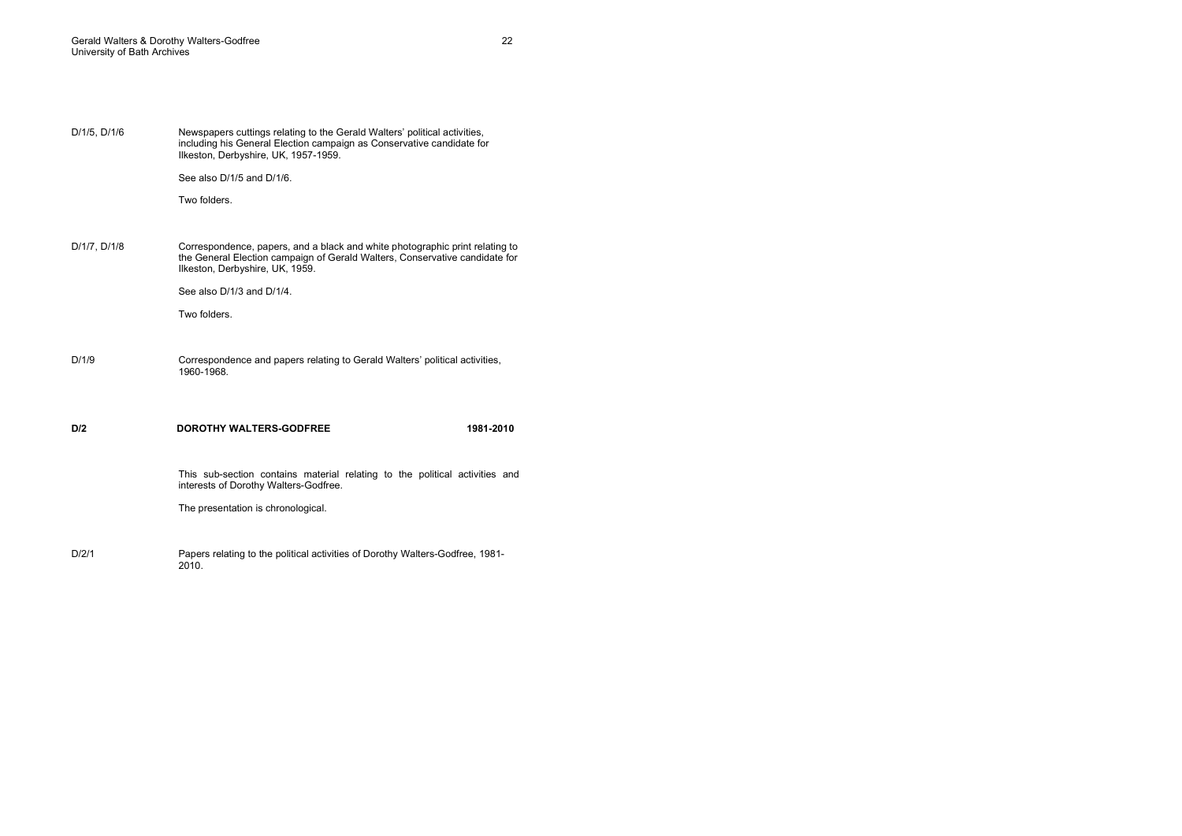D/1/5, D/1/6

Newspapers cuttings relating to the Gerald Walters' political activities, including his General Election campaign as Conservative candidate for Ilkeston, Derbyshire, UK, 1957-1959.

See also D/1/5 and D/1/6.

Two folders.

D/1/7, D/1/8

Correspondence, papers, and a black and white photographic print relating to the General Election campaign of Gerald Walters, Conservative candidate for Ilkeston, Derbyshire, UK, 1959.

See also D/1/3 and D/1/4.

Two folders.

D/1/9

Correspondence and papers relating to Gerald Walters' political activities, 1960-1968.

## D/2 DOROTHY WALTERS-GODFREE 1981-2010

This sub-section contains material relating to the political activities and interests of Dorothy Walters-Godfree.

The presentation is chronological.

D/2/1

Papers relating to the political activities of Dorothy Walters-Godfree, 1981-2010.